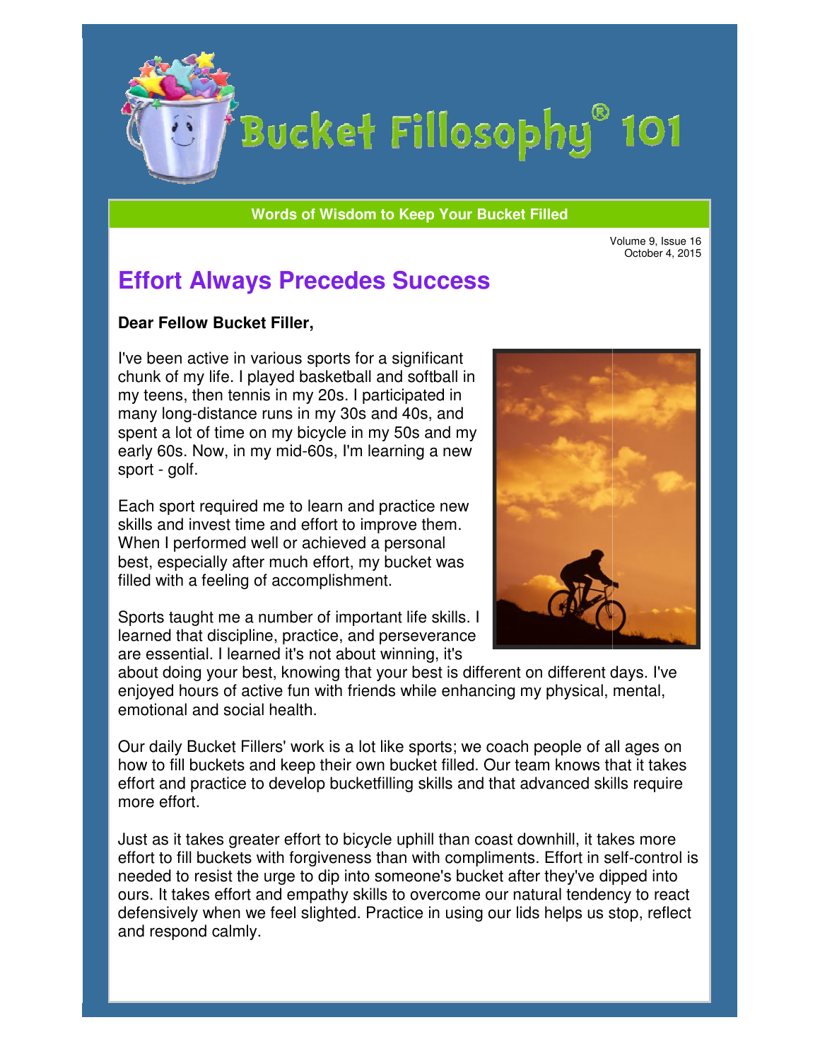# Bucket Fillosophy® 101

**Words of Wisdom to Keep Your Bucket Filled**

Volume 9, Issue 16
October 4, 2015

## Effort Always Precedes Success

**Dear Fellow Bucket Filler,**

I've been active in various sports for a significant chunk of my life. I played basketball and softball in my teens, then tennis in my 20s. I participated in many long-distance runs in my 30s and 40s, and spent a lot of time on my bicycle in my 50s and my early 60s. Now, in my mid-60s, I'm learning a new sport - golf.

Each sport required me to learn and practice new skills and invest time and effort to improve them. When I performed well or achieved a personal best, especially after much effort, my bucket was filled with a feeling of accomplishment.

Sports taught me a number of important life skills. I learned that discipline, practice, and perseverance are essential. I learned it's not about winning, it's about doing your best, knowing that your best is different on different days. I've enjoyed hours of active fun with friends while enhancing my physical, mental, emotional and social health.

Our daily Bucket Fillers' work is a lot like sports; we coach people of all ages on how to fill buckets and keep their own bucket filled. Our team knows that it takes effort and practice to develop bucketfilling skills and that advanced skills require more effort.

Just as it takes greater effort to bicycle uphill than coast downhill, it takes more effort to fill buckets with forgiveness than with compliments. Effort in self-control is needed to resist the urge to dip into someone's bucket after they've dipped into ours. It takes effort and empathy skills to overcome our natural tendency to react defensively when we feel slighted. Practice in using our lids helps us stop, reflect and respond calmly.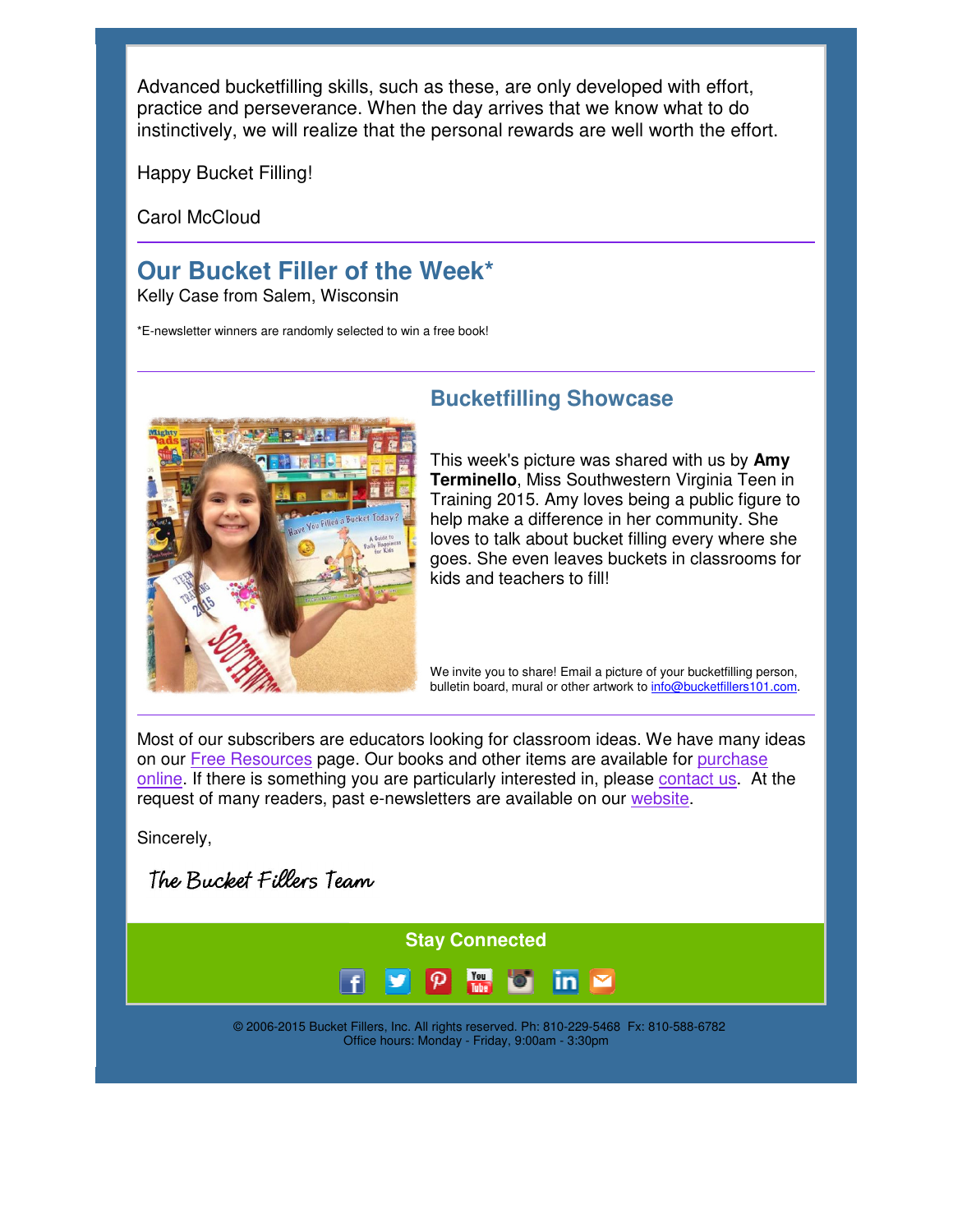Advanced bucketfilling skills, such as these, are only developed with effort, practice and perseverance. When the day arrives that we know what to do instinctively, we will realize that the personal rewards are well worth the effort.

Happy Bucket Filling!

Carol McCloud

---

## Our Bucket Filler of the Week*

Kelly Case from Salem, Wisconsin

*E-newsletter winners are randomly selected to win a free book!

---

## Bucketfilling Showcase

This week's picture was shared with us by **Amy Terminello**, Miss Southwestern Virginia Teen in Training 2015. Amy loves being a public figure to help make a difference in her community. She loves to talk about bucket filling every where she goes. She even leaves buckets in classrooms for kids and teachers to fill!

We invite you to share! Email a picture of your bucketfilling person, bulletin board, mural or other artwork to info@bucketfillers101.com.

---

Most of our subscribers are educators looking for classroom ideas. We have many ideas on our Free Resources page. Our books and other items are available for purchase online. If there is something you are particularly interested in, please contact us. At the request of many readers, past e-newsletters are available on our website.

Sincerely,

The Bucket Fillers Team

**Stay Connected**

© 2006-2015 Bucket Fillers, Inc. All rights reserved. Ph: 810-229-5468 Fx: 810-588-6782
Office hours: Monday - Friday, 9:00am - 3:30pm